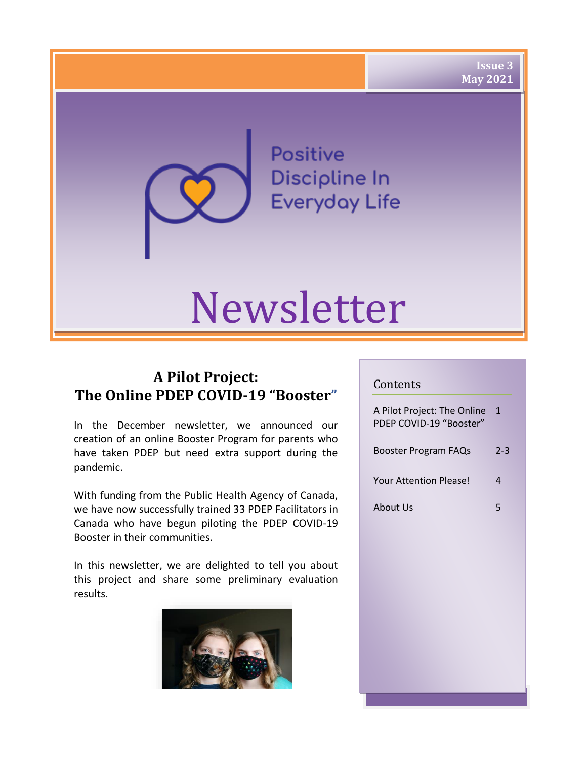Issue 3
May 2021

Positive Discipline In Everyday Life

# Newsletter

## A Pilot Project: The Online PDEP COVID-19 "Booster"

In the December newsletter, we announced our creation of an online Booster Program for parents who have taken PDEP but need extra support during the pandemic.

With funding from the Public Health Agency of Canada, we have now successfully trained 33 PDEP Facilitators in Canada who have begun piloting the PDEP COVID-19 Booster in their communities.

In this newsletter, we are delighted to tell you about this project and share some preliminary evaluation results.

### Contents

| | |
|---|---|
| A Pilot Project: The Online PDEP COVID-19 "Booster" | 1 |
| Booster Program FAQs | 2-3 |
| Your Attention Please! | 4 |
| About Us | 5 |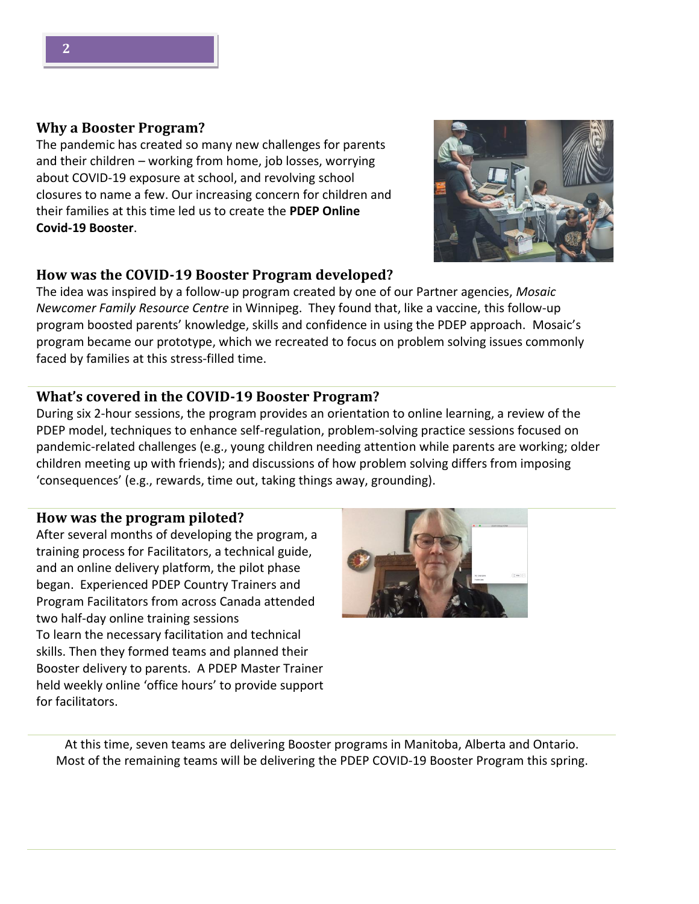### Why a Booster Program?

The pandemic has created so many new challenges for parents and their children – working from home, job losses, worrying about COVID-19 exposure at school, and revolving school closures to name a few. Our increasing concern for children and their families at this time led us to create the **PDEP Online Covid-19 Booster**.

### How was the COVID-19 Booster Program developed?

The idea was inspired by a follow-up program created by one of our Partner agencies, *Mosaic Newcomer Family Resource Centre* in Winnipeg. They found that, like a vaccine, this follow-up program boosted parents' knowledge, skills and confidence in using the PDEP approach. Mosaic's program became our prototype, which we recreated to focus on problem solving issues commonly faced by families at this stress-filled time.

### What's covered in the COVID-19 Booster Program?

During six 2-hour sessions, the program provides an orientation to online learning, a review of the PDEP model, techniques to enhance self-regulation, problem-solving practice sessions focused on pandemic-related challenges (e.g., young children needing attention while parents are working; older children meeting up with friends); and discussions of how problem solving differs from imposing 'consequences' (e.g., rewards, time out, taking things away, grounding).

### How was the program piloted?

After several months of developing the program, a training process for Facilitators, a technical guide, and an online delivery platform, the pilot phase began. Experienced PDEP Country Trainers and Program Facilitators from across Canada attended two half-day online training sessions
To learn the necessary facilitation and technical skills. Then they formed teams and planned their Booster delivery to parents. A PDEP Master Trainer held weekly online 'office hours' to provide support for facilitators.

At this time, seven teams are delivering Booster programs in Manitoba, Alberta and Ontario. Most of the remaining teams will be delivering the PDEP COVID-19 Booster Program this spring.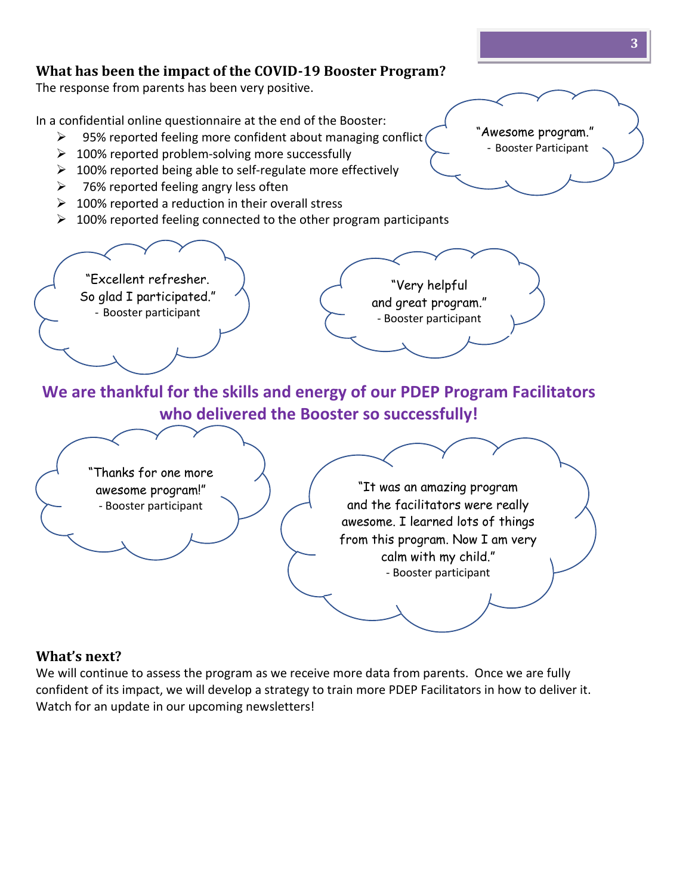## What has been the impact of the COVID-19 Booster Program?

The response from parents has been very positive.

In a confidential online questionnaire at the end of the Booster:

- 95% reported feeling more confident about managing conflict
- 100% reported problem-solving more successfully
- 100% reported being able to self-regulate more effectively
- 76% reported feeling angry less often
- 100% reported a reduction in their overall stress
- 100% reported feeling connected to the other program participants

"Awesome program."
- Booster Participant

"Excellent refresher. So glad I participated."
- Booster participant

"Very helpful and great program."
- Booster participant

**We are thankful for the skills and energy of our PDEP Program Facilitators who delivered the Booster so successfully!**

"Thanks for one more awesome program!"
- Booster participant

"It was an amazing program and the facilitators were really awesome. I learned lots of things from this program. Now I am very calm with my child."
- Booster participant

## What's next?

We will continue to assess the program as we receive more data from parents. Once we are fully confident of its impact, we will develop a strategy to train more PDEP Facilitators in how to deliver it. Watch for an update in our upcoming newsletters!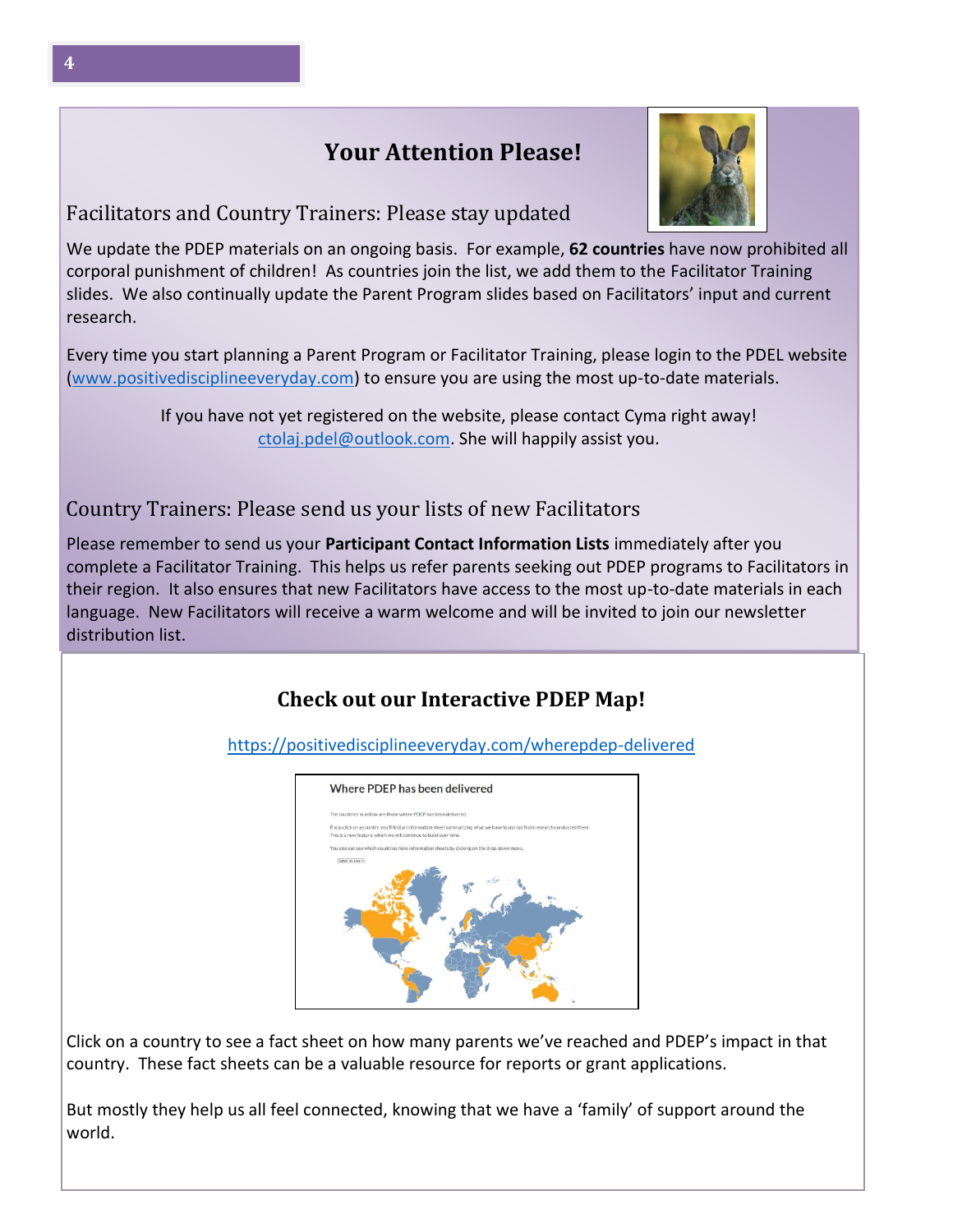## Your Attention Please!

### Facilitators and Country Trainers: Please stay updated

We update the PDEP materials on an ongoing basis. For example, **62 countries** have now prohibited all corporal punishment of children! As countries join the list, we add them to the Facilitator Training slides. We also continually update the Parent Program slides based on Facilitators' input and current research.

Every time you start planning a Parent Program or Facilitator Training, please login to the PDEL website (www.positivedisciplineeveryday.com) to ensure you are using the most up-to-date materials.

If you have not yet registered on the website, please contact Cyma right away! ctolaj.pdel@outlook.com. She will happily assist you.

### Country Trainers: Please send us your lists of new Facilitators

Please remember to send us your **Participant Contact Information Lists** immediately after you complete a Facilitator Training. This helps us refer parents seeking out PDEP programs to Facilitators in their region. It also ensures that new Facilitators have access to the most up-to-date materials in each language. New Facilitators will receive a warm welcome and will be invited to join our newsletter distribution list.

## Check out our Interactive PDEP Map!

https://positivedisciplineeveryday.com/wherepdep-delivered

Click on a country to see a fact sheet on how many parents we've reached and PDEP's impact in that country. These fact sheets can be a valuable resource for reports or grant applications.

But mostly they help us all feel connected, knowing that we have a 'family' of support around the world.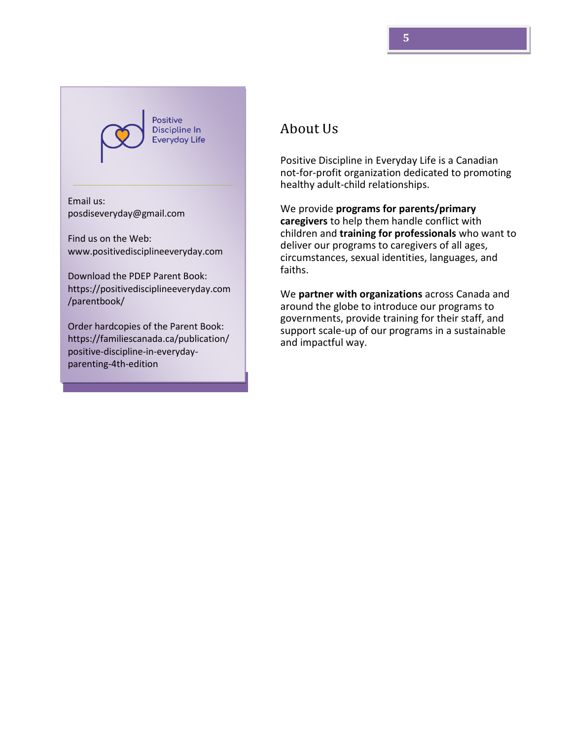Positive Discipline In Everyday Life

Email us:
posdiseveryday@gmail.com

Find us on the Web:
www.positivedisciplineeveryday.com

Download the PDEP Parent Book:
https://positivedisciplineeveryday.com/parentbook/

Order hardcopies of the Parent Book:
https://familiescanada.ca/publication/positive-discipline-in-everyday-parenting-4th-edition

## About Us

Positive Discipline in Everyday Life is a Canadian not-for-profit organization dedicated to promoting healthy adult-child relationships.

We provide **programs for parents/primary caregivers** to help them handle conflict with children and **training for professionals** who want to deliver our programs to caregivers of all ages, circumstances, sexual identities, languages, and faiths.

We **partner with organizations** across Canada and around the globe to introduce our programs to governments, provide training for their staff, and support scale-up of our programs in a sustainable and impactful way.